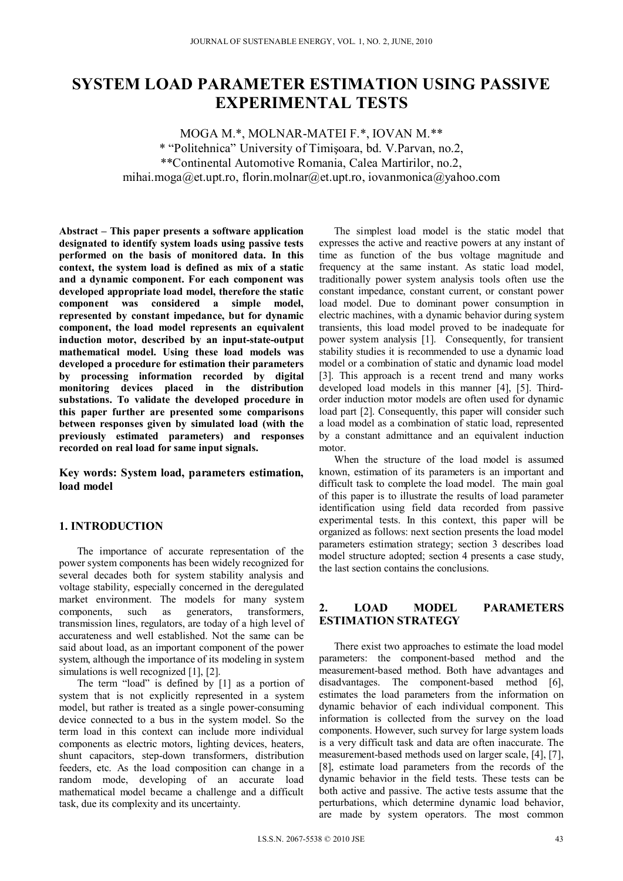# SYSTEM LOAD PARAMETER ESTIMATION USING PASSIVE EXPERIMENTAL TESTS

MOGA M.*, MOLNAR-MATEI F.*, IOVAN M.**

* "Politehnica" University of Timişoara, bd. V.Parvan, no.2,

**Continental Automotive Romania, Calea Martirilor, no.2,

mihai.moga@et.upt.ro, florin.molnar@et.upt.ro, iovanmonica@yahoo.com

**Abstract – This paper presents a software application designated to identify system loads using passive tests performed on the basis of monitored data. In this context, the system load is defined as mix of a static and a dynamic component. For each component was developed appropriate load model, therefore the static component was considered a simple model, represented by constant impedance, but for dynamic component, the load model represents an equivalent induction motor, described by an input-state-output mathematical model. Using these load models was developed a procedure for estimation their parameters by processing information recorded by digital monitoring devices placed in the distribution substations. To validate the developed procedure in this paper further are presented some comparisons between responses given by simulated load (with the previously estimated parameters) and responses recorded on real load for same input signals.**

**Key words: System load, parameters estimation, load model**

## 1. INTRODUCTION

The importance of accurate representation of the power system components has been widely recognized for several decades both for system stability analysis and voltage stability, especially concerned in the deregulated market environment. The models for many system components, such as generators, transformers, transmission lines, regulators, are today of a high level of accurateness and well established. Not the same can be said about load, as an important component of the power system, although the importance of its modeling in system simulations is well recognized [1], [2].

The term "load" is defined by [1] as a portion of system that is not explicitly represented in a system model, but rather is treated as a single power-consuming device connected to a bus in the system model. So the term load in this context can include more individual components as electric motors, lighting devices, heaters, shunt capacitors, step-down transformers, distribution feeders, etc. As the load composition can change in a random mode, developing of an accurate load mathematical model became a challenge and a difficult task, due its complexity and its uncertainty.

The simplest load model is the static model that expresses the active and reactive powers at any instant of time as function of the bus voltage magnitude and frequency at the same instant. As static load model, traditionally power system analysis tools often use the constant impedance, constant current, or constant power load model. Due to dominant power consumption in electric machines, with a dynamic behavior during system transients, this load model proved to be inadequate for power system analysis [1]. Consequently, for transient stability studies it is recommended to use a dynamic load model or a combination of static and dynamic load model [3]. This approach is a recent trend and many works developed load models in this manner [4], [5]. Third-order induction motor models are often used for dynamic load part [2]. Consequently, this paper will consider such a load model as a combination of static load, represented by a constant admittance and an equivalent induction motor.

When the structure of the load model is assumed known, estimation of its parameters is an important and difficult task to complete the load model. The main goal of this paper is to illustrate the results of load parameter identification using field data recorded from passive experimental tests. In this context, this paper will be organized as follows: next section presents the load model parameters estimation strategy; section 3 describes load model structure adopted; section 4 presents a case study, the last section contains the conclusions.

## 2. LOAD MODEL PARAMETERS ESTIMATION STRATEGY

There exist two approaches to estimate the load model parameters: the component-based method and the measurement-based method. Both have advantages and disadvantages. The component-based method [6], estimates the load parameters from the information on dynamic behavior of each individual component. This information is collected from the survey on the load components. However, such survey for large system loads is a very difficult task and data are often inaccurate. The measurement-based methods used on larger scale, [4], [7], [8], estimate load parameters from the records of the dynamic behavior in the field tests. These tests can be both active and passive. The active tests assume that the perturbations, which determine dynamic load behavior, are made by system operators. The most common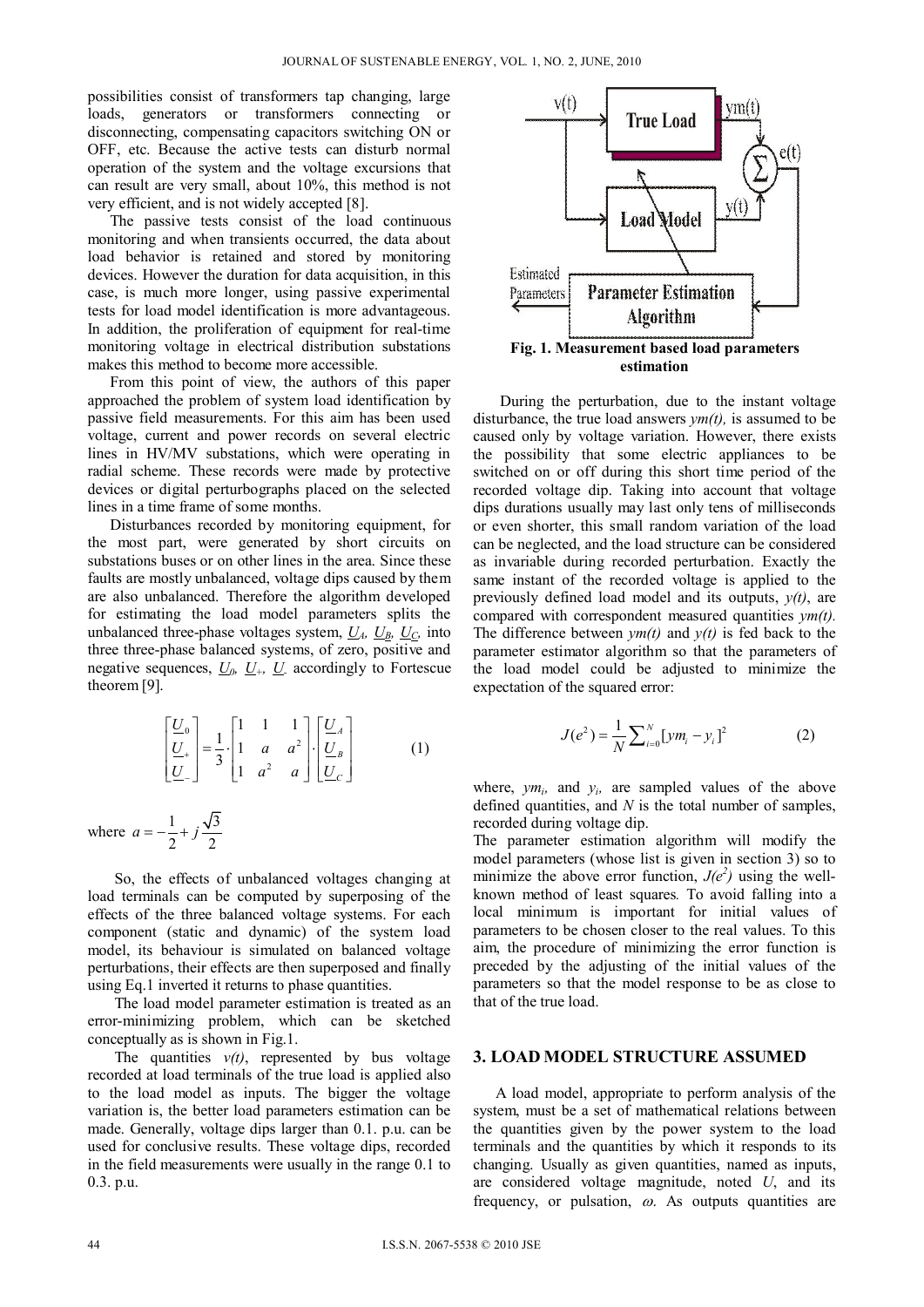possibilities consist of transformers tap changing, large loads, generators or transformers connecting or disconnecting, compensating capacitors switching ON or OFF, etc. Because the active tests can disturb normal operation of the system and the voltage excursions that can result are very small, about 10%, this method is not very efficient, and is not widely accepted [8].

The passive tests consist of the load continuous monitoring and when transients occurred, the data about load behavior is retained and stored by monitoring devices. However the duration for data acquisition, in this case, is much more longer, using passive experimental tests for load model identification is more advantageous. In addition, the proliferation of equipment for real-time monitoring voltage in electrical distribution substations makes this method to become more accessible.

From this point of view, the authors of this paper approached the problem of system load identification by passive field measurements. For this aim has been used voltage, current and power records on several electric lines in HV/MV substations, which were operating in radial scheme. These records were made by protective devices or digital perturbographs placed on the selected lines in a time frame of some months.

Disturbances recorded by monitoring equipment, for the most part, were generated by short circuits on substations buses or on other lines in the area. Since these faults are mostly unbalanced, voltage dips caused by them are also unbalanced. Therefore the algorithm developed for estimating the load model parameters splits the unbalanced three-phase voltages system, $\underline{U}_A$, $\underline{U}_B$, $\underline{U}_C$, into three three-phase balanced systems, of zero, positive and negative sequences, $\underline{U}_0$, $\underline{U}_+$, $\underline{U}_-$ accordingly to Fortescue theorem [9].

$$\begin{bmatrix} \underline{U}_0 \\ \underline{U}_+ \\ \underline{U}_- \end{bmatrix} = \frac{1}{3} \cdot \begin{bmatrix} 1 & 1 & 1 \\ 1 & a & a^2 \\ 1 & a^2 & a \end{bmatrix} \cdot \begin{bmatrix} \underline{U}_A \\ \underline{U}_B \\ \underline{U}_C \end{bmatrix} \tag{1}$$

where $a = -\frac{1}{2} + j\frac{\sqrt{3}}{2}$

So, the effects of unbalanced voltages changing at load terminals can be computed by superposing of the effects of the three balanced voltage systems. For each component (static and dynamic) of the system load model, its behaviour is simulated on balanced voltage perturbations, their effects are then superposed and finally using Eq.1 inverted it returns to phase quantities.

The load model parameter estimation is treated as an error-minimizing problem, which can be sketched conceptually as is shown in Fig.1.

The quantities $v(t)$, represented by bus voltage recorded at load terminals of the true load is applied also to the load model as inputs. The bigger the voltage variation is, the better load parameters estimation can be made. Generally, voltage dips larger than 0.1. p.u. can be used for conclusive results. These voltage dips, recorded in the field measurements were usually in the range 0.1 to 0.3. p.u.

**Fig. 1. Measurement based load parameters estimation**

During the perturbation, due to the instant voltage disturbance, the true load answers $ym(t)$, is assumed to be caused only by voltage variation. However, there exists the possibility that some electric appliances to be switched on or off during this short time period of the recorded voltage dip. Taking into account that voltage dips durations usually may last only tens of milliseconds or even shorter, this small random variation of the load can be neglected, and the load structure can be considered as invariable during recorded perturbation. Exactly the same instant of the recorded voltage is applied to the previously defined load model and its outputs, $y(t)$, are compared with correspondent measured quantities $ym(t)$. The difference between $ym(t)$ and $y(t)$ is fed back to the parameter estimator algorithm so that the parameters of the load model could be adjusted to minimize the expectation of the squared error:

$$J(e^2) = \frac{1}{N}\sum_{i=0}^{N}[ym_i - y_i]^2 \tag{2}$$

where, $ym_i$, and $y_i$, are sampled values of the above defined quantities, and $N$ is the total number of samples, recorded during voltage dip.

The parameter estimation algorithm will modify the model parameters (whose list is given in section 3) so to minimize the above error function, $J(e^2)$ using the well-known method of least squares. To avoid falling into a local minimum is important for initial values of parameters to be chosen closer to the real values. To this aim, the procedure of minimizing the error function is preceded by the adjusting of the initial values of the parameters so that the model response to be as close to that of the true load.

## 3. LOAD MODEL STRUCTURE ASSUMED

A load model, appropriate to perform analysis of the system, must be a set of mathematical relations between the quantities given by the power system to the load terminals and the quantities by which it responds to its changing. Usually as given quantities, named as inputs, are considered voltage magnitude, noted $U$, and its frequency, or pulsation, $\omega$. As outputs quantities are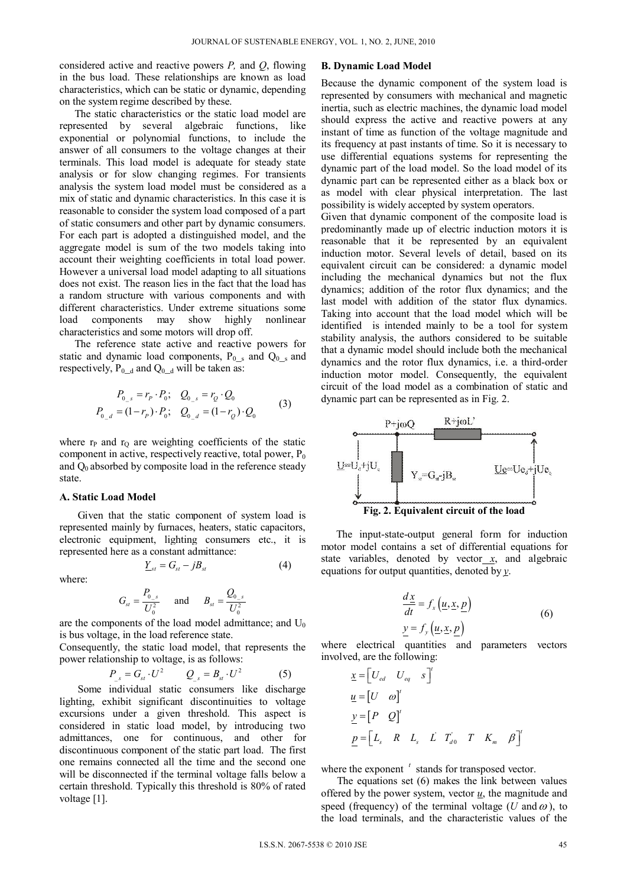considered active and reactive powers $P$, and $Q$, flowing in the bus load. These relationships are known as load characteristics, which can be static or dynamic, depending on the system regime described by these.

The static characteristics or the static load model are represented by several algebraic functions, like exponential or polynomial functions, to include the answer of all consumers to the voltage changes at their terminals. This load model is adequate for steady state analysis or for slow changing regimes. For transients analysis the system load model must be considered as a mix of static and dynamic characteristics. In this case it is reasonable to consider the system load composed of a part of static consumers and other part by dynamic consumers. For each part is adopted a distinguished model, and the aggregate model is sum of the two models taking into account their weighting coefficients in total load power. However a universal load model adapting to all situations does not exist. The reason lies in the fact that the load has a random structure with various components and with different characteristics. Under extreme situations some load components may show highly nonlinear characteristics and some motors will drop off.

The reference state active and reactive powers for static and dynamic load components, $P_{0\_s}$ and $Q_{0\_s}$ and respectively, $P_{0\_d}$ and $Q_{0\_d}$ will be taken as:

$$
\begin{aligned}
P_{0\_s} &= r_P \cdot P_0; \quad Q_{0\_s} = r_Q \cdot Q_0 \\
P_{0\_d} &= (1-r_P) \cdot P_0; \quad Q_{0\_d} = (1-r_Q) \cdot Q_0
\end{aligned} \tag{3}
$$

where $r_P$ and $r_Q$ are weighting coefficients of the static component in active, respectively reactive, total power, $P_0$ and $Q_0$ absorbed by composite load in the reference steady state.

### A. Static Load Model

Given that the static component of system load is represented mainly by furnaces, heaters, static capacitors, electronic equipment, lighting consumers etc., it is represented here as a constant admittance:

$$
\underline{Y}_{st} = G_{st} - jB_{st} \tag{4}
$$

where:

$$
G_{st} = \frac{P_{0\_s}}{U_0^2} \quad \text{and} \quad B_{st} = \frac{Q_{0\_s}}{U_0^2}
$$

are the components of the load model admittance; and $U_0$ is bus voltage, in the load reference state.

Consequently, the static load model, that represents the power relationship to voltage, is as follows:

$$
P_{\_s} = G_{st} \cdot U^2 \qquad Q_{\_s} = B_{st} \cdot U^2 \tag{5}
$$

Some individual static consumers like discharge lighting, exhibit significant discontinuities to voltage excursions under a given threshold. This aspect is considered in static load model, by introducing two admittances, one for continuous, and other for discontinuous component of the static part load. The first one remains connected all the time and the second one will be disconnected if the terminal voltage falls below a certain threshold. Typically this threshold is 80% of rated voltage [1].

### B. Dynamic Load Model

Because the dynamic component of the system load is represented by consumers with mechanical and magnetic inertia, such as electric machines, the dynamic load model should express the active and reactive powers at any instant of time as function of the voltage magnitude and its frequency at past instants of time. So it is necessary to use differential equations systems for representing the dynamic part of the load model. So the load model of its dynamic part can be represented either as a black box or as model with clear physical interpretation. The last possibility is widely accepted by system operators.

Given that dynamic component of the composite load is predominantly made up of electric induction motors it is reasonable that it be represented by an equivalent induction motor. Several levels of detail, based on its equivalent circuit can be considered: a dynamic model including the mechanical dynamics but not the flux dynamics; addition of the rotor flux dynamics; and the last model with addition of the stator flux dynamics. Taking into account that the load model which will be identified is intended mainly to be a tool for system stability analysis, the authors considered to be suitable that a dynamic model should include both the mechanical dynamics and the rotor flux dynamics, i.e. a third-order induction motor model. Consequently, the equivalent circuit of the load model as a combination of static and dynamic part can be represented as in Fig. 2.

**Fig. 2. Equivalent circuit of the load**

The input-state-output general form for induction motor model contains a set of differential equations for state variables, denoted by vector $\underline{x}$, and algebraic equations for output quantities, denoted by $\underline{y}$.

$$
\begin{aligned}
\frac{d\underline{x}}{dt} &= f_x\left(\underline{u}, \underline{x}, \underline{p}\right) \\
\underline{y} &= f_y\left(\underline{u}, \underline{x}, \underline{p}\right)
\end{aligned} \tag{6}
$$

where electrical quantities and parameters vectors involved, are the following:

$$
\underline{x} = \begin{bmatrix} U_{ed} & U_{eq} & s \end{bmatrix}^t
$$

$$
\underline{u} = \begin{bmatrix} U & \omega \end{bmatrix}^t
$$

$$
\underline{y} = \begin{bmatrix} P & Q \end{bmatrix}^t
$$

$$
\underline{p} = \begin{bmatrix} L_s & R & L_s & L' & T_{d0}' & T & K_m & \beta \end{bmatrix}^t
$$

where the exponent $^t$ stands for transposed vector.

The equations set (6) makes the link between values offered by the power system, vector $\underline{u}$, the magnitude and speed (frequency) of the terminal voltage ($U$ and $\omega$), to the load terminals, and the characteristic values of the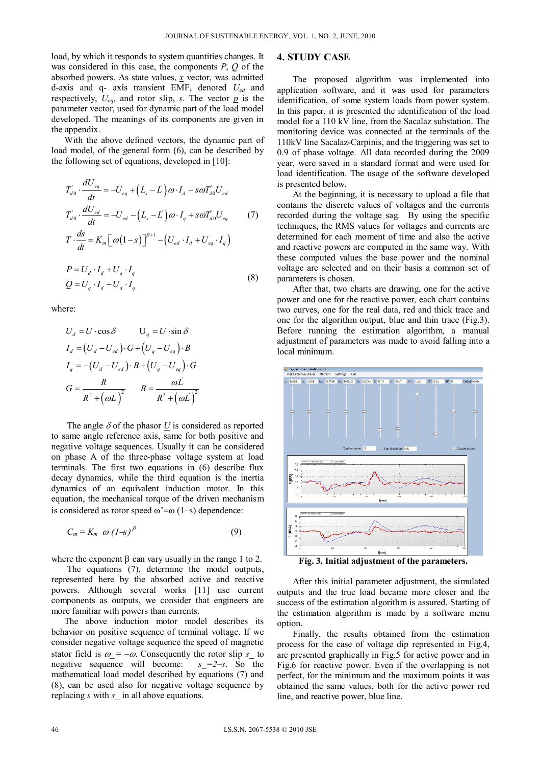load, by which it responds to system quantities changes. It was considered in this case, the components $P$, $Q$ of the absorbed powers. As state values, $\underline{x}$ vector, was admitted d-axis and q- axis transient EMF, denoted $U_{ed}$ and respectively, $U_{eq}$, and rotor slip, $s$. The vector $\underline{p}$ is the parameter vector, used for dynamic part of the load model developed. The meanings of its components are given in the appendix.

With the above defined vectors, the dynamic part of load model, of the general form (6), can be described by the following set of equations, developed in [10]:

$$
\begin{aligned}
T_{d0}^{'} \cdot \frac{dU_{eq}}{dt} &= -U_{eq} + \left(L_s - L^{'}\right)\omega \cdot I_d - s\omega T_{d0}^{'} U_{ed} \\
T_{d0}^{'} \cdot \frac{dU_{ed}}{dt} &= -U_{ed} - \left(L_s - L^{'}\right)\omega \cdot I_q + s\omega T_{d0}^{'} U_{eq} \\
T \cdot \frac{ds}{dt} &= K_m \left[\omega(1-s)\right]^{\beta+1} - \left(U_{ed} \cdot I_d + U_{eq} \cdot I_q\right)
\end{aligned} \tag{7}
$$

$$
\begin{aligned}
P &= U_d \cdot I_d + U_q \cdot I_q \\
Q &= U_q \cdot I_d - U_d \cdot I_q
\end{aligned} \tag{8}
$$

where:

$$
U_d = U \cdot \cos\delta \qquad U_q = U \cdot \sin\delta
$$

$$
I_d = \left(U_d - U_{ed}\right) \cdot G + \left(U_q - U_{eq}\right) \cdot B
$$

$$
I_q = -\left(U_d - U_{ed}\right) \cdot B + \left(U_q - U_{eq}\right) \cdot G
$$

$$
G = \frac{R}{R^2 + \left(\omega L^{'}\right)^2} \qquad B = \frac{\omega L^{'}}{R^2 + \left(\omega L^{'}\right)^2}
$$

The angle $\delta$ of the phasor $\underline{U}$ is considered as reported to same angle reference axis, same for both positive and negative voltage sequences. Usually it can be considered on phase A of the three-phase voltage system at load terminals. The first two equations in (6) describe flux decay dynamics, while the third equation is the inertia dynamics of an equivalent induction motor. In this equation, the mechanical torque of the driven mechanism is considered as rotor speed $\omega' = \omega(1-s)$ dependence:

$$
C_m = K_m \ \omega \ (1-s)^{\beta} \tag{9}
$$

where the exponent $\beta$ can vary usually in the range 1 to 2.

The equations (7), determine the model outputs, represented here by the absorbed active and reactive powers. Although several works [11] use current components as outputs, we consider that engineers are more familiar with powers than currents.

The above induction motor model describes its behavior on positive sequence of terminal voltage. If we consider negative voltage sequence the speed of magnetic stator field is $\omega\_ = -\omega$. Consequently the rotor slip $s\_$ to negative sequence will become: $s\_ = 2-s$. So the mathematical load model described by equations (7) and (8), can be used also for negative voltage sequence by replacing $s$ with $s\_$ in all above equations.

## 4. STUDY CASE

The proposed algorithm was implemented into application software, and it was used for parameters identification, of some system loads from power system. In this paper, it is presented the identification of the load model for a 110 kV line, from the Sacalaz substation. The monitoring device was connected at the terminals of the 110kV line Sacalaz-Carpinis, and the triggering was set to 0.9 of phase voltage. All data recorded during the 2009 year, were saved in a standard format and were used for load identification. The usage of the software developed is presented below.

At the beginning, it is necessary to upload a file that contains the discrete values of voltages and the currents recorded during the voltage sag. By using the specific techniques, the RMS values for voltages and currents are determined for each moment of time and also the active and reactive powers are computed in the same way. With these computed values the base power and the nominal voltage are selected and on their basis a common set of parameters is chosen.

After that, two charts are drawing, one for the active power and one for the reactive power, each chart contains two curves, one for the real data, red and thick trace and one for the algorithm output, blue and thin trace (Fig.3). Before running the estimation algorithm, a manual adjustment of parameters was made to avoid falling into a local minimum.

**Fig. 3. Initial adjustment of the parameters.**

After this initial parameter adjustment, the simulated outputs and the true load became more closer and the success of the estimation algorithm is assured. Starting of the estimation algorithm is made by a software menu option.

Finally, the results obtained from the estimation process for the case of voltage dip represented in Fig.4, are presented graphically in Fig.5 for active power and in Fig.6 for reactive power. Even if the overlapping is not perfect, for the minimum and the maximum points it was obtained the same values, both for the active power red line, and reactive power, blue line.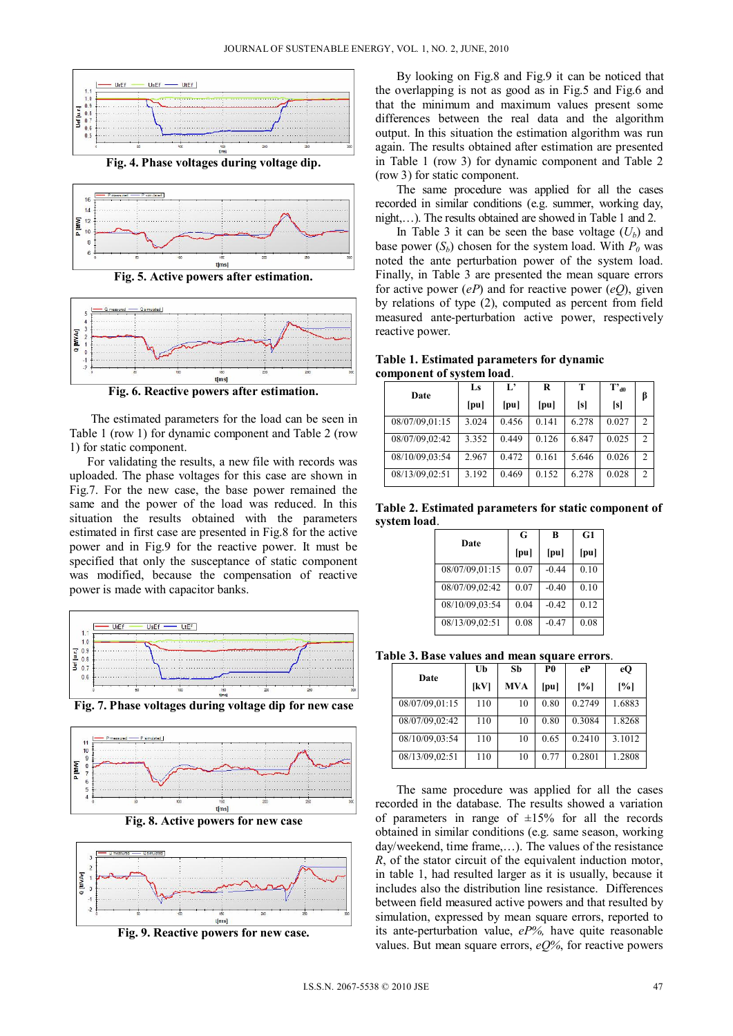Fig. 4. Phase voltages during voltage dip.

Fig. 5. Active powers after estimation.

Fig. 6. Reactive powers after estimation.

The estimated parameters for the load can be seen in Table 1 (row 1) for dynamic component and Table 2 (row 1) for static component.

For validating the results, a new file with records was uploaded. The phase voltages for this case are shown in Fig.7. For the new case, the base power remained the same and the power of the load was reduced. In this situation the results obtained with the parameters estimated in first case are presented in Fig.8 for the active power and in Fig.9 for the reactive power. It must be specified that only the susceptance of static component was modified, because the compensation of reactive power is made with capacitor banks.

Fig. 7. Phase voltages during voltage dip for new case

Fig. 8. Active powers for new case

Fig. 9. Reactive powers for new case.

By looking on Fig.8 and Fig.9 it can be noticed that the overlapping is not as good as in Fig.5 and Fig.6 and that the minimum and maximum values present some differences between the real data and the algorithm output. In this situation the estimation algorithm was run again. The results obtained after estimation are presented in Table 1 (row 3) for dynamic component and Table 2 (row 3) for static component.

The same procedure was applied for all the cases recorded in similar conditions (e.g. summer, working day, night,…). The results obtained are showed in Table 1 and 2.

In Table 3 it can be seen the base voltage ($U_b$) and base power ($S_b$) chosen for the system load. With $P_0$ was noted the ante perturbation power of the system load. Finally, in Table 3 are presented the mean square errors for active power (*eP*) and for reactive power (*eQ*), given by relations of type (2), computed as percent from field measured ante-perturbation active power, respectively reactive power.

**Table 1. Estimated parameters for dynamic component of system load.**

| Date | Ls [pu] | L' [pu] | R [pu] | T [s] | $T'_{d0}$ [s] | β |
|---|---|---|---|---|---|---|
| 08/07/09,01:15 | 3.024 | 0.456 | 0.141 | 6.278 | 0.027 | 2 |
| 08/07/09,02:42 | 3.352 | 0.449 | 0.126 | 6.847 | 0.025 | 2 |
| 08/10/09,03:54 | 2.967 | 0.472 | 0.161 | 5.646 | 0.026 | 2 |
| 08/13/09,02:51 | 3.192 | 0.469 | 0.152 | 6.278 | 0.028 | 2 |

**Table 2. Estimated parameters for static component of system load.**

| Date | G [pu] | B [pu] | G1 [pu] |
|---|---|---|---|
| 08/07/09,01:15 | 0.07 | -0.44 | 0.10 |
| 08/07/09,02:42 | 0.07 | -0.40 | 0.10 |
| 08/10/09,03:54 | 0.04 | -0.42 | 0.12 |
| 08/13/09,02:51 | 0.08 | -0.47 | 0.08 |

**Table 3. Base values and mean square errors.**

| Date | Ub [kV] | Sb MVA | P0 [pu] | eP [%] | eQ [%] |
|---|---|---|---|---|---|
| 08/07/09,01:15 | 110 | 10 | 0.80 | 0.2749 | 1.6883 |
| 08/07/09,02:42 | 110 | 10 | 0.80 | 0.3084 | 1.8268 |
| 08/10/09,03:54 | 110 | 10 | 0.65 | 0.2410 | 3.1012 |
| 08/13/09,02:51 | 110 | 10 | 0.77 | 0.2801 | 1.2808 |

The same procedure was applied for all the cases recorded in the database. The results showed a variation of parameters in range of ±15% for all the records obtained in similar conditions (e.g. same season, working day/weekend, time frame,…). The values of the resistance *R*, of the stator circuit of the equivalent induction motor, in table 1, had resulted larger as it is usually, because it includes also the distribution line resistance. Differences between field measured active powers and that resulted by simulation, expressed by mean square errors, reported to its ante-perturbation value, *eP%,* have quite reasonable values. But mean square errors, *eQ%*, for reactive powers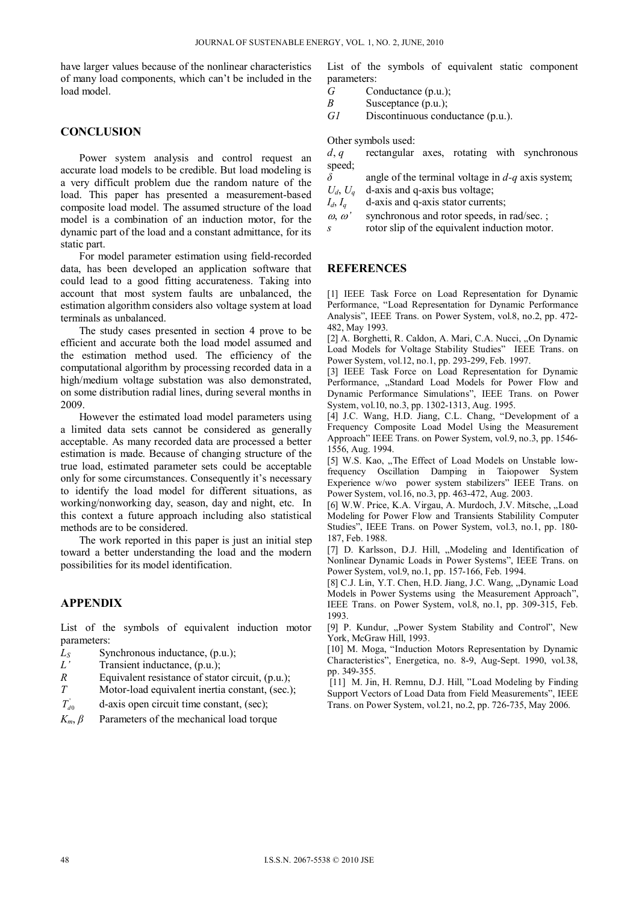have larger values because of the nonlinear characteristics of many load components, which can't be included in the load model.

## CONCLUSION

Power system analysis and control request an accurate load models to be credible. But load modeling is a very difficult problem due the random nature of the load. This paper has presented a measurement-based composite load model. The assumed structure of the load model is a combination of an induction motor, for the dynamic part of the load and a constant admittance, for its static part.

For model parameter estimation using field-recorded data, has been developed an application software that could lead to a good fitting accurateness. Taking into account that most system faults are unbalanced, the estimation algorithm considers also voltage system at load terminals as unbalanced.

The study cases presented in section 4 prove to be efficient and accurate both the load model assumed and the estimation method used. The efficiency of the computational algorithm by processing recorded data in a high/medium voltage substation was also demonstrated, on some distribution radial lines, during several months in 2009.

However the estimated load model parameters using a limited data sets cannot be considered as generally acceptable. As many recorded data are processed a better estimation is made. Because of changing structure of the true load, estimated parameter sets could be acceptable only for some circumstances. Consequently it's necessary to identify the load model for different situations, as working/nonworking day, season, day and night, etc. In this context a future approach including also statistical methods are to be considered.

The work reported in this paper is just an initial step toward a better understanding the load and the modern possibilities for its model identification.

## APPENDIX

List of the symbols of equivalent induction motor parameters:

- $L_S$ Synchronous inductance, (p.u.);
- $L'$ Transient inductance, (p.u.);
- $R$ Equivalent resistance of stator circuit, (p.u.);
- $T$ Motor-load equivalent inertia constant, (sec.);
- $T_{d0}^{'}$ d-axis open circuit time constant, (sec);
- $K_m$, $\beta$ Parameters of the mechanical load torque

List of the symbols of equivalent static component parameters:

- $G$ Conductance (p.u.);
- $B$ Susceptance (p.u.);
- $G1$ Discontinuous conductance (p.u.).

Other symbols used:

- $d$, $q$ rectangular axes, rotating with synchronous speed;
- $\delta$ angle of the terminal voltage in $d$-$q$ axis system;
- $U_d$, $U_q$ d-axis and q-axis bus voltage;
- $I_d$, $I_q$ d-axis and q-axis stator currents;
- $\omega$, $\omega'$ synchronous and rotor speeds, in rad/sec. ;
- $s$ rotor slip of the equivalent induction motor.

## REFERENCES

[1] IEEE Task Force on Load Representation for Dynamic Performance, "Load Representation for Dynamic Performance Analysis", IEEE Trans. on Power System, vol.8, no.2, pp. 472-482, May 1993.

[2] A. Borghetti, R. Caldon, A. Mari, C.A. Nucci, „On Dynamic Load Models for Voltage Stability Studies" IEEE Trans. on Power System, vol.12, no.1, pp. 293-299, Feb. 1997.

[3] IEEE Task Force on Load Representation for Dynamic Performance, „Standard Load Models for Power Flow and Dynamic Performance Simulations", IEEE Trans. on Power System, vol.10, no.3, pp. 1302-1313, Aug. 1995.

[4] J.C. Wang, H.D. Jiang, C.L. Chang, "Development of a Frequency Composite Load Model Using the Measurement Approach" IEEE Trans. on Power System, vol.9, no.3, pp. 1546-1556, Aug. 1994.

[5] W.S. Kao, „The Effect of Load Models on Unstable low-frequency Oscillation Damping in Taiopower System Experience w/wo power system stabilizers" IEEE Trans. on Power System, vol.16, no.3, pp. 463-472, Aug. 2003.

[6] W.W. Price, K.A. Virgau, A. Murdoch, J.V. Mitsche, „Load Modeling for Power Flow and Transients Stabillity Computer Studies", IEEE Trans. on Power System, vol.3, no.1, pp. 180-187, Feb. 1988.

[7] D. Karlsson, D.J. Hill, „Modeling and Identification of Nonlinear Dynamic Loads in Power Systems", IEEE Trans. on Power System, vol.9, no.1, pp. 157-166, Feb. 1994.

[8] C.J. Lin, Y.T. Chen, H.D. Jiang, J.C. Wang, „Dynamic Load Models in Power Systems using the Measurement Approach", IEEE Trans. on Power System, vol.8, no.1, pp. 309-315, Feb. 1993.

[9] P. Kundur, „Power System Stability and Control", New York, McGraw Hill, 1993.

[10] M. Moga, "Induction Motors Representation by Dynamic Characteristics", Energetica, no. 8-9, Aug-Sept. 1990, vol.38, pp. 349-355.

[11] M. Jin, H. Remnu, D.J. Hill, "Load Modeling by Finding Support Vectors of Load Data from Field Measurements", IEEE Trans. on Power System, vol.21, no.2, pp. 726-735, May 2006.